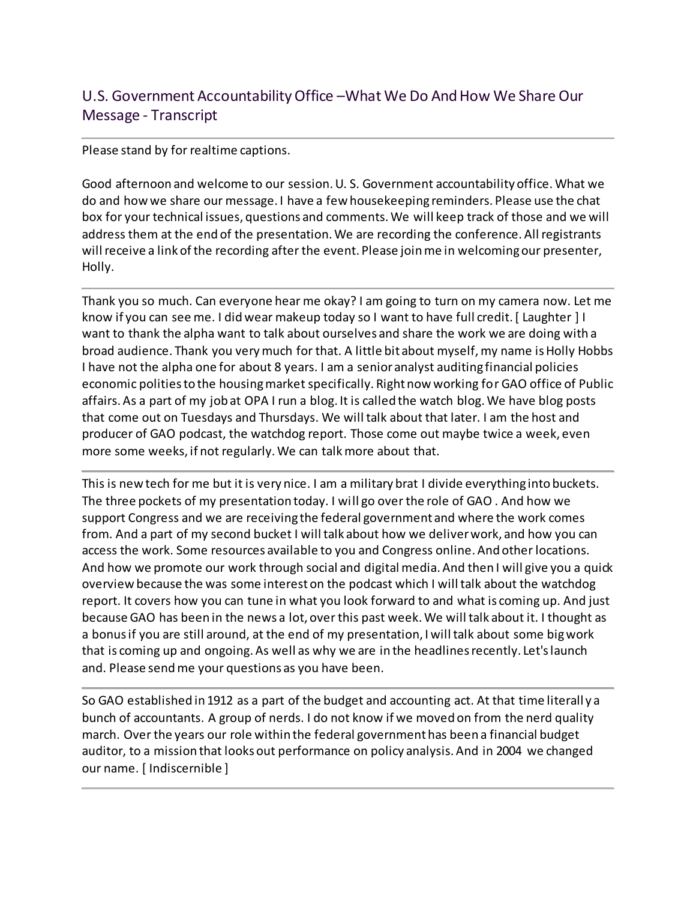# U.S. Government Accountability Office –What We Do And How We Share Our Message - Transcript

---

Please stand by for realtime captions.

Good afternoon and welcome to our session. U. S. Government accountability office. What we do and how we share our message. I have a few housekeeping reminders. Please use the chat box for your technical issues, questions and comments. We will keep track of those and we will address them at the end of the presentation. We are recording the conference. All registrants will receive a link of the recording after the event. Please join me in welcoming our presenter, Holly.

---

Thank you so much. Can everyone hear me okay? I am going to turn on my camera now. Let me know if you can see me. I did wear makeup today so I want to have full credit. [ Laughter ] I want to thank the alpha want to talk about ourselves and share the work we are doing with a broad audience. Thank you very much for that. A little bit about myself, my name is Holly Hobbs I have not the alpha one for about 8 years. I am a senior analyst auditing financial policies economic polities to the housing market specifically. Right now working for GAO office of Public affairs. As a part of my job at OPA I run a blog. It is called the watch blog. We have blog posts that come out on Tuesdays and Thursdays. We will talk about that later. I am the host and producer of GAO podcast, the watchdog report. Those come out maybe twice a week, even more some weeks, if not regularly. We can talk more about that.

---

This is new tech for me but it is very nice. I am a military brat I divide everything into buckets. The three pockets of my presentation today. I will go over the role of GAO . And how we support Congress and we are receiving the federal government and where the work comes from. And a part of my second bucket I will talk about how we deliver work, and how you can access the work. Some resources available to you and Congress online. And other locations. And how we promote our work through social and digital media. And then I will give you a quick overview because the was some interest on the podcast which I will talk about the watchdog report. It covers how you can tune in what you look forward to and what is coming up. And just because GAO has been in the news a lot, over this past week. We will talk about it. I thought as a bonus if you are still around, at the end of my presentation, I will talk about some big work that is coming up and ongoing. As well as why we are in the headlines recently. Let's launch and. Please send me your questions as you have been.

---

So GAO established in 1912 as a part of the budget and accounting act. At that time literally a bunch of accountants. A group of nerds. I do not know if we moved on from the nerd quality march. Over the years our role within the federal government has been a financial budget auditor, to a mission that looks out performance on policy analysis. And in 2004 we changed our name. [ Indiscernible ]

---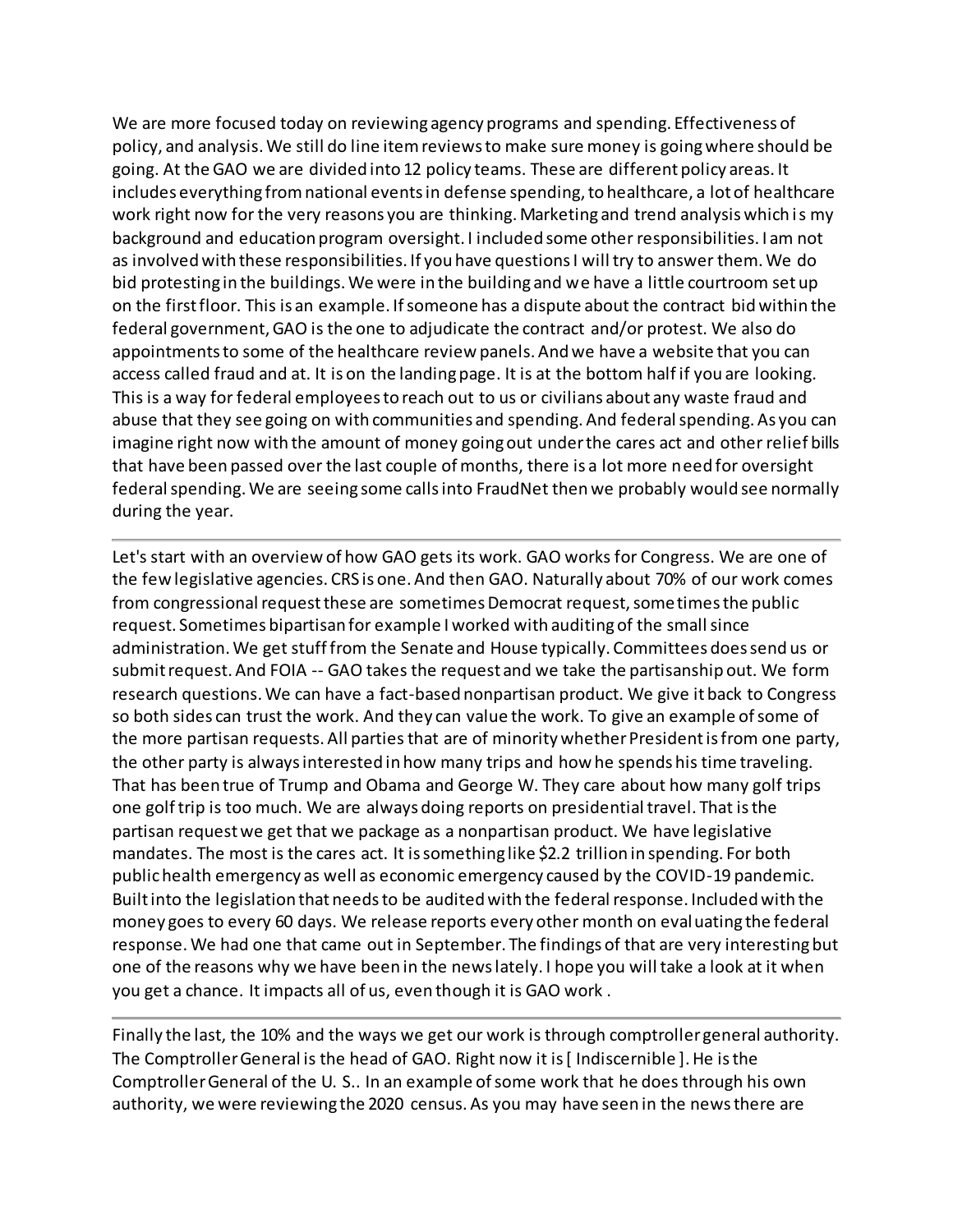We are more focused today on reviewing agency programs and spending. Effectiveness of policy, and analysis. We still do line item reviews to make sure money is going where should be going. At the GAO we are divided into 12 policy teams. These are different policy areas. It includes everything from national events in defense spending, to healthcare, a lot of healthcare work right now for the very reasons you are thinking. Marketing and trend analysis which is my background and education program oversight. I included some other responsibilities. I am not as involved with these responsibilities. If you have questions I will try to answer them. We do bid protesting in the buildings. We were in the building and we have a little courtroom set up on the first floor. This is an example. If someone has a dispute about the contract bid within the federal government, GAO is the one to adjudicate the contract and/or protest. We also do appointments to some of the healthcare review panels. And we have a website that you can access called fraud and at. It is on the landing page. It is at the bottom half if you are looking. This is a way for federal employees to reach out to us or civilians about any waste fraud and abuse that they see going on with communities and spending. And federal spending. As you can imagine right now with the amount of money going out under the cares act and other relief bills that have been passed over the last couple of months, there is a lot more need for oversight federal spending. We are seeing some calls into FraudNet then we probably would see normally during the year.

---

Let's start with an overview of how GAO gets its work. GAO works for Congress. We are one of the few legislative agencies. CRS is one. And then GAO. Naturally about 70% of our work comes from congressional request these are sometimes Democrat request, some times the public request. Sometimes bipartisan for example I worked with auditing of the small since administration. We get stuff from the Senate and House typically. Committees does send us or submit request. And FOIA -- GAO takes the request and we take the partisanship out. We form research questions. We can have a fact-based nonpartisan product. We give it back to Congress so both sides can trust the work. And they can value the work. To give an example of some of the more partisan requests. All parties that are of minority whether President is from one party, the other party is always interested in how many trips and how he spends his time traveling. That has been true of Trump and Obama and George W. They care about how many golf trips one golf trip is too much. We are always doing reports on presidential travel. That is the partisan request we get that we package as a nonpartisan product. We have legislative mandates. The most is the cares act. It is something like $2.2 trillion in spending. For both public health emergency as well as economic emergency caused by the COVID-19 pandemic. Built into the legislation that needs to be audited with the federal response. Included with the money goes to every 60 days. We release reports every other month on evaluating the federal response. We had one that came out in September. The findings of that are very interesting but one of the reasons why we have been in the news lately. I hope you will take a look at it when you get a chance. It impacts all of us, even though it is GAO work .

---

Finally the last, the 10% and the ways we get our work is through comptroller general authority. The Comptroller General is the head of GAO. Right now it is [ Indiscernible ]. He is the Comptroller General of the U. S.. In an example of some work that he does through his own authority, we were reviewing the 2020 census. As you may have seen in the news there are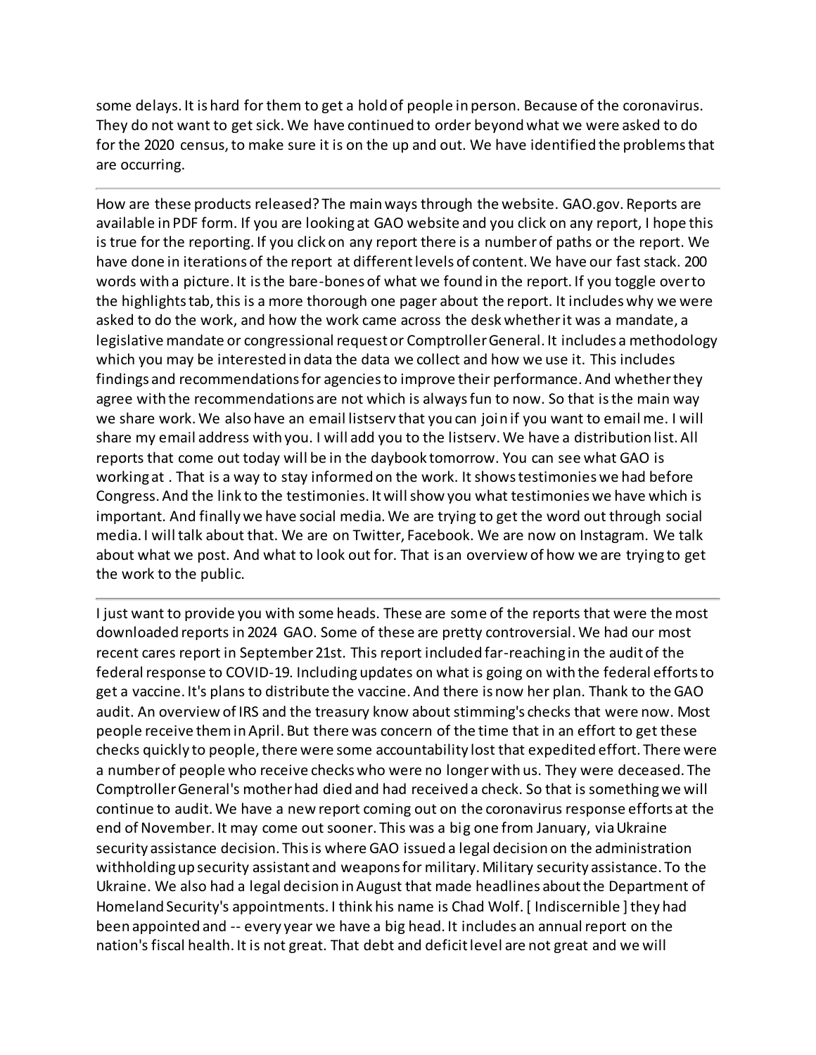some delays. It is hard for them to get a hold of people in person. Because of the coronavirus. They do not want to get sick. We have continued to order beyond what we were asked to do for the 2020 census, to make sure it is on the up and out. We have identified the problems that are occurring.

---

How are these products released? The main ways through the website. GAO.gov. Reports are available in PDF form. If you are looking at GAO website and you click on any report, I hope this is true for the reporting. If you click on any report there is a number of paths or the report. We have done in iterations of the report at different levels of content. We have our fast stack. 200 words with a picture. It is the bare-bones of what we found in the report. If you toggle over to the highlights tab, this is a more thorough one pager about the report. It includes why we were asked to do the work, and how the work came across the desk whether it was a mandate, a legislative mandate or congressional request or Comptroller General. It includes a methodology which you may be interested in data the data we collect and how we use it. This includes findings and recommendations for agencies to improve their performance. And whether they agree with the recommendations are not which is always fun to now. So that is the main way we share work. We also have an email listserv that you can join if you want to email me. I will share my email address with you. I will add you to the listserv. We have a distribution list. All reports that come out today will be in the daybook tomorrow. You can see what GAO is working at . That is a way to stay informed on the work. It shows testimonies we had before Congress. And the link to the testimonies. It will show you what testimonies we have which is important. And finally we have social media. We are trying to get the word out through social media. I will talk about that. We are on Twitter, Facebook. We are now on Instagram. We talk about what we post. And what to look out for. That is an overview of how we are trying to get the work to the public.

---

I just want to provide you with some heads. These are some of the reports that were the most downloaded reports in 2024 GAO. Some of these are pretty controversial. We had our most recent cares report in September 21st. This report included far-reaching in the audit of the federal response to COVID-19. Including updates on what is going on with the federal efforts to get a vaccine. It's plans to distribute the vaccine. And there is now her plan. Thank to the GAO audit. An overview of IRS and the treasury know about stimming's checks that were now. Most people receive them in April. But there was concern of the time that in an effort to get these checks quickly to people, there were some accountability lost that expedited effort. There were a number of people who receive checks who were no longer with us. They were deceased. The Comptroller General's mother had died and had received a check. So that is something we will continue to audit. We have a new report coming out on the coronavirus response efforts at the end of November. It may come out sooner. This was a big one from January, via Ukraine security assistance decision. This is where GAO issued a legal decision on the administration withholding up security assistant and weapons for military. Military security assistance. To the Ukraine. We also had a legal decision in August that made headlines about the Department of Homeland Security's appointments. I think his name is Chad Wolf. [ Indiscernible ] they had been appointed and -- every year we have a big head. It includes an annual report on the nation's fiscal health. It is not great. That debt and deficit level are not great and we will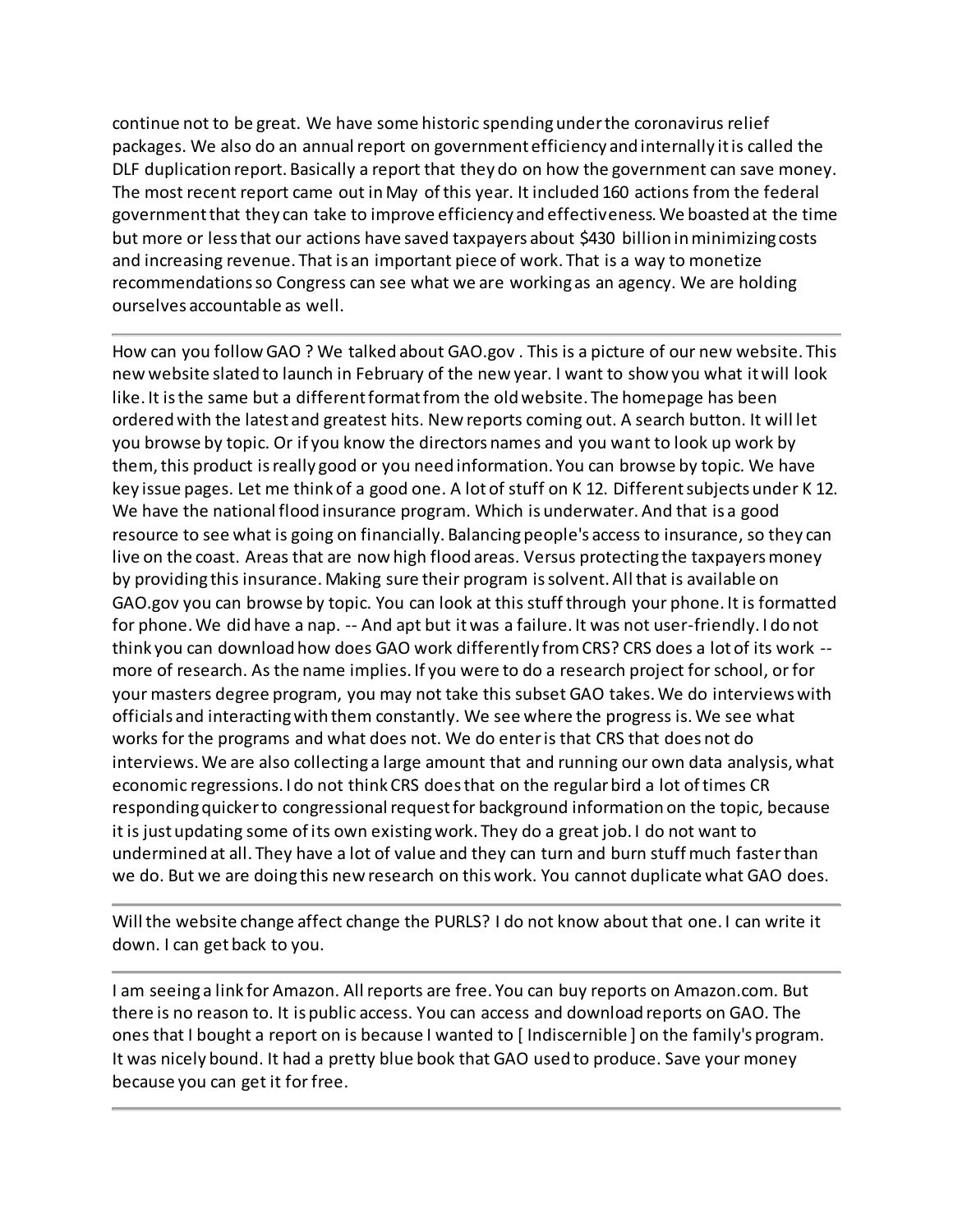continue not to be great. We have some historic spending under the coronavirus relief packages. We also do an annual report on government efficiency and internally it is called the DLF duplication report. Basically a report that they do on how the government can save money. The most recent report came out in May of this year. It included 160 actions from the federal government that they can take to improve efficiency and effectiveness. We boasted at the time but more or less that our actions have saved taxpayers about $430 billion in minimizing costs and increasing revenue. That is an important piece of work. That is a way to monetize recommendations so Congress can see what we are working as an agency. We are holding ourselves accountable as well.

---

How can you follow GAO ? We talked about GAO.gov . This is a picture of our new website. This new website slated to launch in February of the new year. I want to show you what it will look like. It is the same but a different format from the old website. The homepage has been ordered with the latest and greatest hits. New reports coming out. A search button. It will let you browse by topic. Or if you know the directors names and you want to look up work by them, this product is really good or you need information. You can browse by topic. We have key issue pages. Let me think of a good one. A lot of stuff on K 12. Different subjects under K 12. We have the national flood insurance program. Which is underwater. And that is a good resource to see what is going on financially. Balancing people's access to insurance, so they can live on the coast. Areas that are now high flood areas. Versus protecting the taxpayers money by providing this insurance. Making sure their program is solvent. All that is available on GAO.gov you can browse by topic. You can look at this stuff through your phone. It is formatted for phone. We did have a nap. -- And apt but it was a failure. It was not user-friendly. I do not think you can download how does GAO work differently from CRS? CRS does a lot of its work -- more of research. As the name implies. If you were to do a research project for school, or for your masters degree program, you may not take this subset GAO takes. We do interviews with officials and interacting with them constantly. We see where the progress is. We see what works for the programs and what does not. We do enter is that CRS that does not do interviews. We are also collecting a large amount that and running our own data analysis, what economic regressions. I do not think CRS does that on the regular bird a lot of times CR responding quicker to congressional request for background information on the topic, because it is just updating some of its own existing work. They do a great job. I do not want to undermined at all. They have a lot of value and they can turn and burn stuff much faster than we do. But we are doing this new research on this work. You cannot duplicate what GAO does.

---

Will the website change affect change the PURLS? I do not know about that one. I can write it down. I can get back to you.

---

I am seeing a link for Amazon. All reports are free. You can buy reports on Amazon.com. But there is no reason to. It is public access. You can access and download reports on GAO. The ones that I bought a report on is because I wanted to [ Indiscernible ] on the family's program. It was nicely bound. It had a pretty blue book that GAO used to produce. Save your money because you can get it for free.

---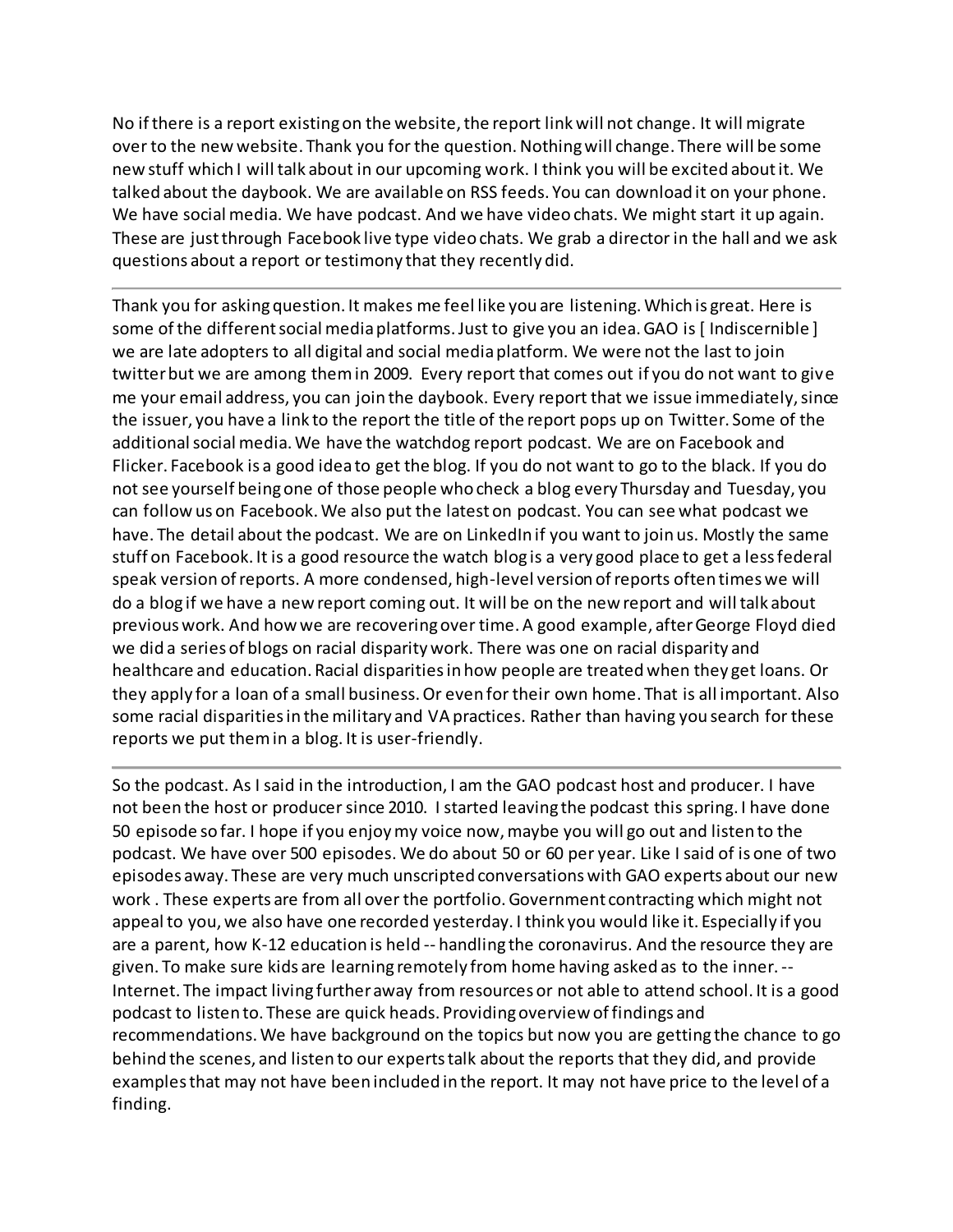No if there is a report existing on the website, the report link will not change. It will migrate over to the new website. Thank you for the question. Nothing will change. There will be some new stuff which I will talk about in our upcoming work. I think you will be excited about it. We talked about the daybook. We are available on RSS feeds. You can download it on your phone. We have social media. We have podcast. And we have video chats. We might start it up again. These are just through Facebook live type video chats. We grab a director in the hall and we ask questions about a report or testimony that they recently did.

---

Thank you for asking question. It makes me feel like you are listening. Which is great. Here is some of the different social media platforms. Just to give you an idea. GAO is [ Indiscernible ] we are late adopters to all digital and social media platform. We were not the last to join twitter but we are among them in 2009. Every report that comes out if you do not want to give me your email address, you can join the daybook. Every report that we issue immediately, since the issuer, you have a link to the report the title of the report pops up on Twitter. Some of the additional social media. We have the watchdog report podcast. We are on Facebook and Flicker. Facebook is a good idea to get the blog. If you do not want to go to the black. If you do not see yourself being one of those people who check a blog every Thursday and Tuesday, you can follow us on Facebook. We also put the latest on podcast. You can see what podcast we have. The detail about the podcast. We are on LinkedIn if you want to join us. Mostly the same stuff on Facebook. It is a good resource the watch blog is a very good place to get a less federal speak version of reports. A more condensed, high-level version of reports often times we will do a blog if we have a new report coming out. It will be on the new report and will talk about previous work. And how we are recovering over time. A good example, after George Floyd died we did a series of blogs on racial disparity work. There was one on racial disparity and healthcare and education. Racial disparities in how people are treated when they get loans. Or they apply for a loan of a small business. Or even for their own home. That is all important. Also some racial disparities in the military and VA practices. Rather than having you search for these reports we put them in a blog. It is user-friendly.

---

So the podcast. As I said in the introduction, I am the GAO podcast host and producer. I have not been the host or producer since 2010. I started leaving the podcast this spring. I have done 50 episode so far. I hope if you enjoy my voice now, maybe you will go out and listen to the podcast. We have over 500 episodes. We do about 50 or 60 per year. Like I said of is one of two episodes away. These are very much unscripted conversations with GAO experts about our new work . These experts are from all over the portfolio. Government contracting which might not appeal to you, we also have one recorded yesterday. I think you would like it. Especially if you are a parent, how K-12 education is held -- handling the coronavirus. And the resource they are given. To make sure kids are learning remotely from home having asked as to the inner. -- Internet. The impact living further away from resources or not able to attend school. It is a good podcast to listen to. These are quick heads. Providing overview of findings and recommendations. We have background on the topics but now you are getting the chance to go behind the scenes, and listen to our experts talk about the reports that they did, and provide examples that may not have been included in the report. It may not have price to the level of a finding.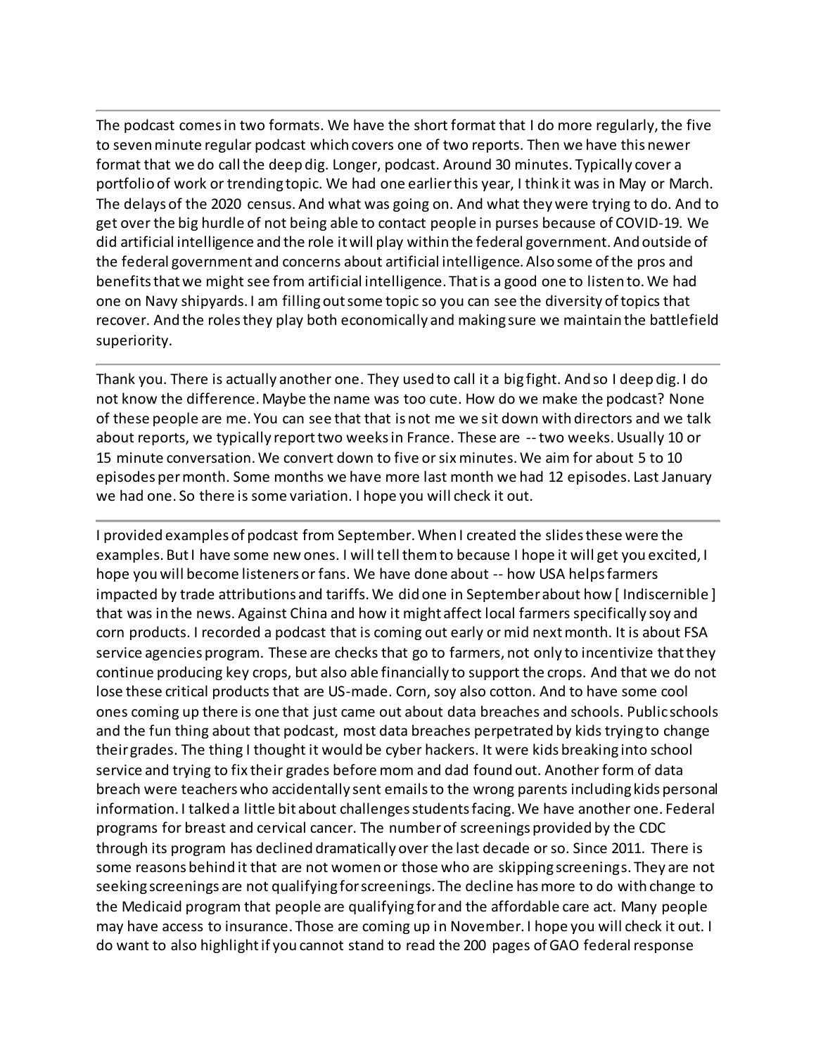---

The podcast comes in two formats. We have the short format that I do more regularly, the five to seven minute regular podcast which covers one of two reports. Then we have this newer format that we do call the deep dig. Longer, podcast. Around 30 minutes. Typically cover a portfolio of work or trending topic. We had one earlier this year, I think it was in May or March. The delays of the 2020 census. And what was going on. And what they were trying to do. And to get over the big hurdle of not being able to contact people in purses because of COVID-19. We did artificial intelligence and the role it will play within the federal government. And outside of the federal government and concerns about artificial intelligence. Also some of the pros and benefits that we might see from artificial intelligence. That is a good one to listen to. We had one on Navy shipyards. I am filling out some topic so you can see the diversity of topics that recover. And the roles they play both economically and making sure we maintain the battlefield superiority.

---

Thank you. There is actually another one. They used to call it a big fight. And so I deep dig. I do not know the difference. Maybe the name was too cute. How do we make the podcast? None of these people are me. You can see that that is not me we sit down with directors and we talk about reports, we typically report two weeks in France. These are -- two weeks. Usually 10 or 15 minute conversation. We convert down to five or six minutes. We aim for about 5 to 10 episodes per month. Some months we have more last month we had 12 episodes. Last January we had one. So there is some variation. I hope you will check it out.

---

I provided examples of podcast from September. When I created the slides these were the examples. But I have some new ones. I will tell them to because I hope it will get you excited, I hope you will become listeners or fans. We have done about -- how USA helps farmers impacted by trade attributions and tariffs. We did one in September about how [ Indiscernible ] that was in the news. Against China and how it might affect local farmers specifically soy and corn products. I recorded a podcast that is coming out early or mid next month. It is about FSA service agencies program. These are checks that go to farmers, not only to incentivize that they continue producing key crops, but also able financially to support the crops. And that we do not lose these critical products that are US-made. Corn, soy also cotton. And to have some cool ones coming up there is one that just came out about data breaches and schools. Public schools and the fun thing about that podcast, most data breaches perpetrated by kids trying to change their grades. The thing I thought it would be cyber hackers. It were kids breaking into school service and trying to fix their grades before mom and dad found out. Another form of data breach were teachers who accidentally sent emails to the wrong parents including kids personal information. I talked a little bit about challenges students facing. We have another one. Federal programs for breast and cervical cancer. The number of screenings provided by the CDC through its program has declined dramatically over the last decade or so. Since 2011. There is some reasons behind it that are not women or those who are skipping screenings. They are not seeking screenings are not qualifying for screenings. The decline has more to do with change to the Medicaid program that people are qualifying for and the affordable care act. Many people may have access to insurance. Those are coming up in November. I hope you will check it out. I do want to also highlight if you cannot stand to read the 200 pages of GAO federal response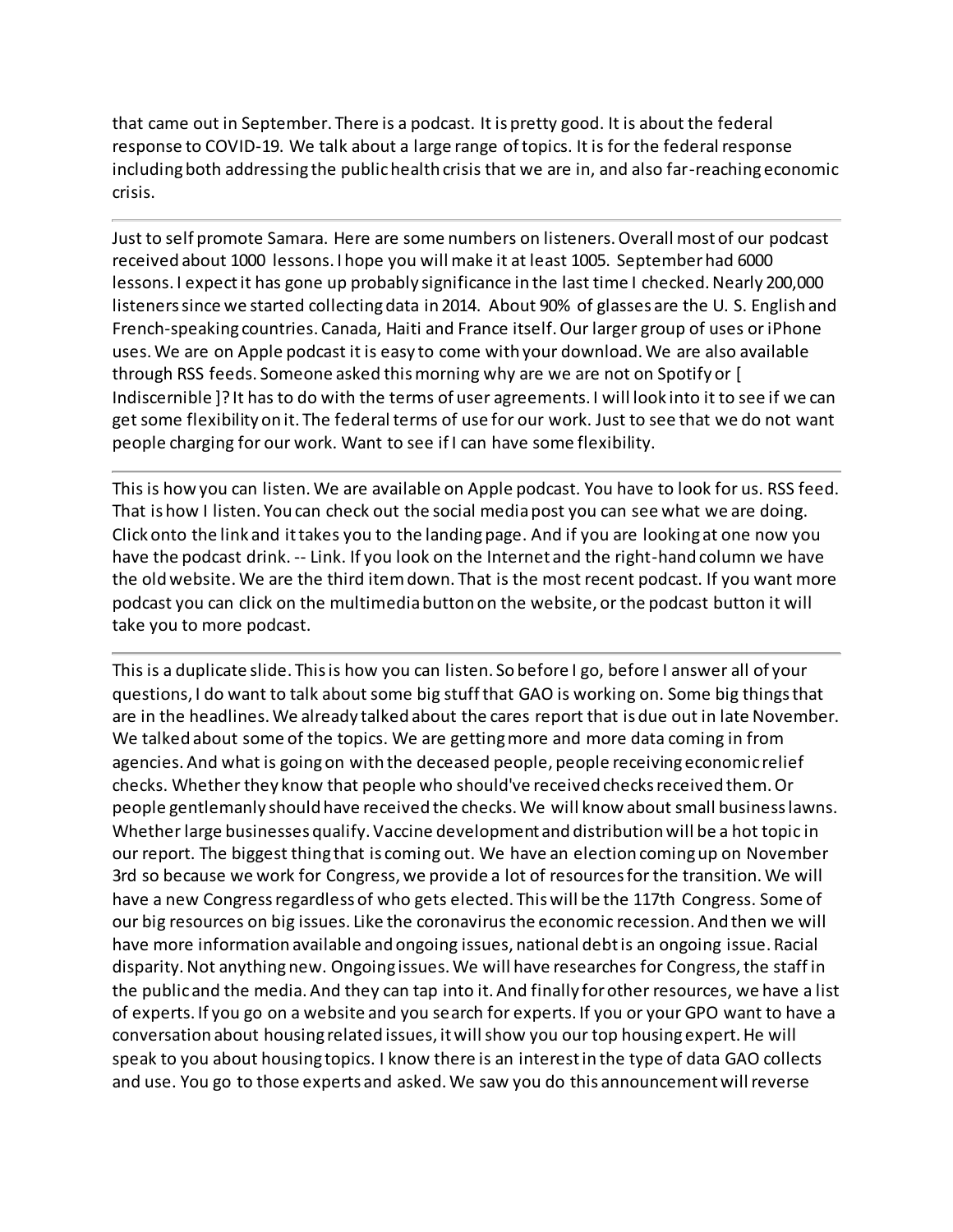that came out in September. There is a podcast. It is pretty good. It is about the federal response to COVID-19. We talk about a large range of topics. It is for the federal response including both addressing the public health crisis that we are in, and also far-reaching economic crisis.

---

Just to self promote Samara. Here are some numbers on listeners. Overall most of our podcast received about 1000 lessons. I hope you will make it at least 1005. September had 6000 lessons. I expect it has gone up probably significance in the last time I checked. Nearly 200,000 listeners since we started collecting data in 2014. About 90% of glasses are the U. S. English and French-speaking countries. Canada, Haiti and France itself. Our larger group of uses or iPhone uses. We are on Apple podcast it is easy to come with your download. We are also available through RSS feeds. Someone asked this morning why are we are not on Spotify or [ Indiscernible ]? It has to do with the terms of user agreements. I will look into it to see if we can get some flexibility on it. The federal terms of use for our work. Just to see that we do not want people charging for our work. Want to see if I can have some flexibility.

---

This is how you can listen. We are available on Apple podcast. You have to look for us. RSS feed. That is how I listen. You can check out the social media post you can see what we are doing. Click onto the link and it takes you to the landing page. And if you are looking at one now you have the podcast drink. -- Link. If you look on the Internet and the right-hand column we have the old website. We are the third item down. That is the most recent podcast. If you want more podcast you can click on the multimedia button on the website, or the podcast button it will take you to more podcast.

---

This is a duplicate slide. This is how you can listen. So before I go, before I answer all of your questions, I do want to talk about some big stuff that GAO is working on. Some big things that are in the headlines. We already talked about the cares report that is due out in late November. We talked about some of the topics. We are getting more and more data coming in from agencies. And what is going on with the deceased people, people receiving economic relief checks. Whether they know that people who should've received checks received them. Or people gentlemanly should have received the checks. We will know about small business lawns. Whether large businesses qualify. Vaccine development and distribution will be a hot topic in our report. The biggest thing that is coming out. We have an election coming up on November 3rd so because we work for Congress, we provide a lot of resources for the transition. We will have a new Congress regardless of who gets elected. This will be the 117th Congress. Some of our big resources on big issues. Like the coronavirus the economic recession. And then we will have more information available and ongoing issues, national debt is an ongoing issue. Racial disparity. Not anything new. Ongoing issues. We will have researches for Congress, the staff in the public and the media. And they can tap into it. And finally for other resources, we have a list of experts. If you go on a website and you search for experts. If you or your GPO want to have a conversation about housing related issues, it will show you our top housing expert. He will speak to you about housing topics. I know there is an interest in the type of data GAO collects and use. You go to those experts and asked. We saw you do this announcement will reverse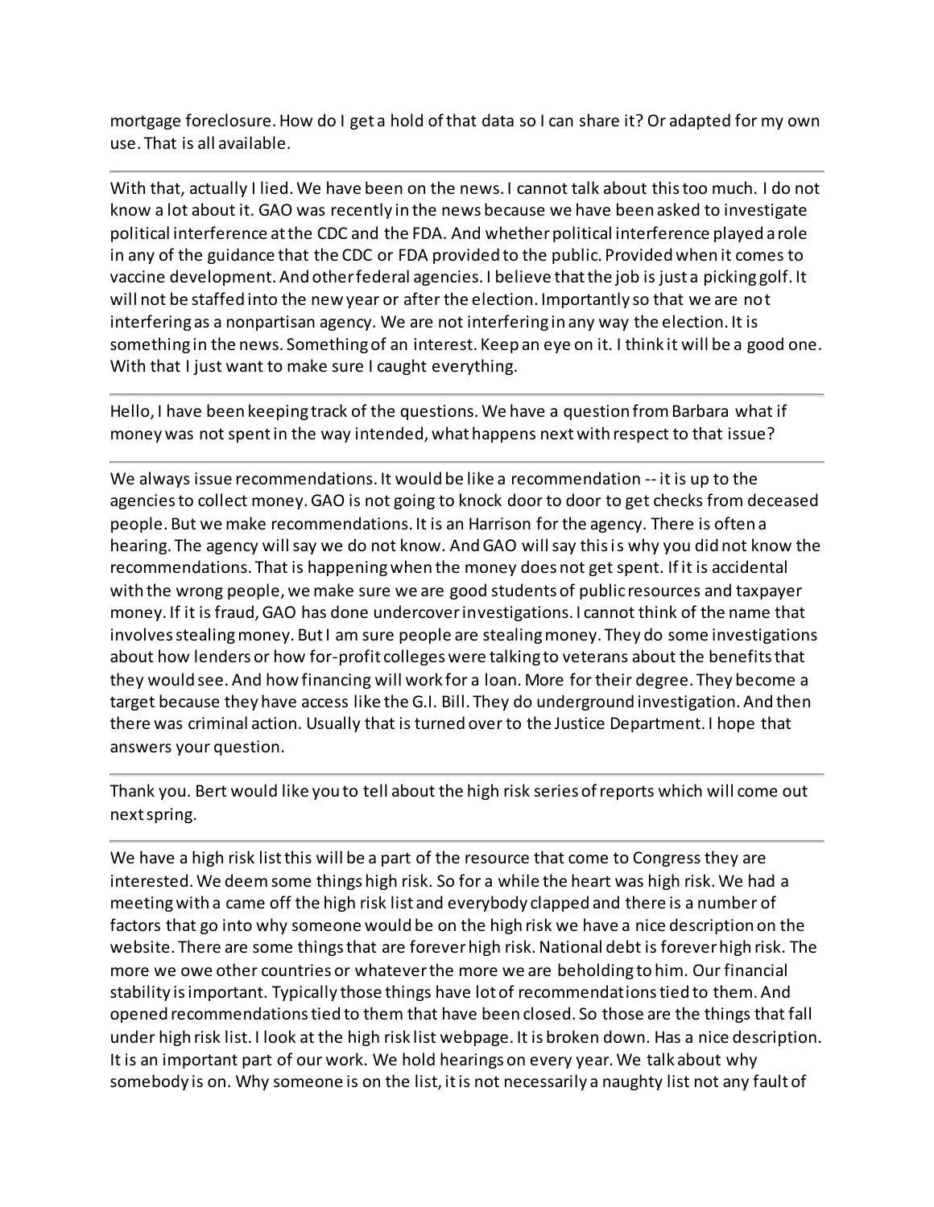mortgage foreclosure. How do I get a hold of that data so I can share it? Or adapted for my own use. That is all available.

---

With that, actually I lied. We have been on the news. I cannot talk about this too much. I do not know a lot about it. GAO was recently in the news because we have been asked to investigate political interference at the CDC and the FDA. And whether political interference played a role in any of the guidance that the CDC or FDA provided to the public. Provided when it comes to vaccine development. And other federal agencies. I believe that the job is just a picking golf. It will not be staffed into the new year or after the election. Importantly so that we are not interfering as a nonpartisan agency. We are not interfering in any way the election. It is something in the news. Something of an interest. Keep an eye on it. I think it will be a good one. With that I just want to make sure I caught everything.

---

Hello, I have been keeping track of the questions. We have a question from Barbara what if money was not spent in the way intended, what happens next with respect to that issue?

---

We always issue recommendations. It would be like a recommendation -- it is up to the agencies to collect money. GAO is not going to knock door to door to get checks from deceased people. But we make recommendations. It is an Harrison for the agency. There is often a hearing. The agency will say we do not know. And GAO will say this is why you did not know the recommendations. That is happening when the money does not get spent. If it is accidental with the wrong people, we make sure we are good students of public resources and taxpayer money. If it is fraud, GAO has done undercover investigations. I cannot think of the name that involves stealing money. But I am sure people are stealing money. They do some investigations about how lenders or how for-profit colleges were talking to veterans about the benefits that they would see. And how financing will work for a loan. More for their degree. They become a target because they have access like the G.I. Bill. They do underground investigation. And then there was criminal action. Usually that is turned over to the Justice Department. I hope that answers your question.

---

Thank you. Bert would like you to tell about the high risk series of reports which will come out next spring.

---

We have a high risk list this will be a part of the resource that come to Congress they are interested. We deem some things high risk. So for a while the heart was high risk. We had a meeting with a came off the high risk list and everybody clapped and there is a number of factors that go into why someone would be on the high risk we have a nice description on the website. There are some things that are forever high risk. National debt is forever high risk. The more we owe other countries or whatever the more we are beholding to him. Our financial stability is important. Typically those things have lot of recommendations tied to them. And opened recommendations tied to them that have been closed. So those are the things that fall under high risk list. I look at the high risk list webpage. It is broken down. Has a nice description. It is an important part of our work. We hold hearings on every year. We talk about why somebody is on. Why someone is on the list, it is not necessarily a naughty list not any fault of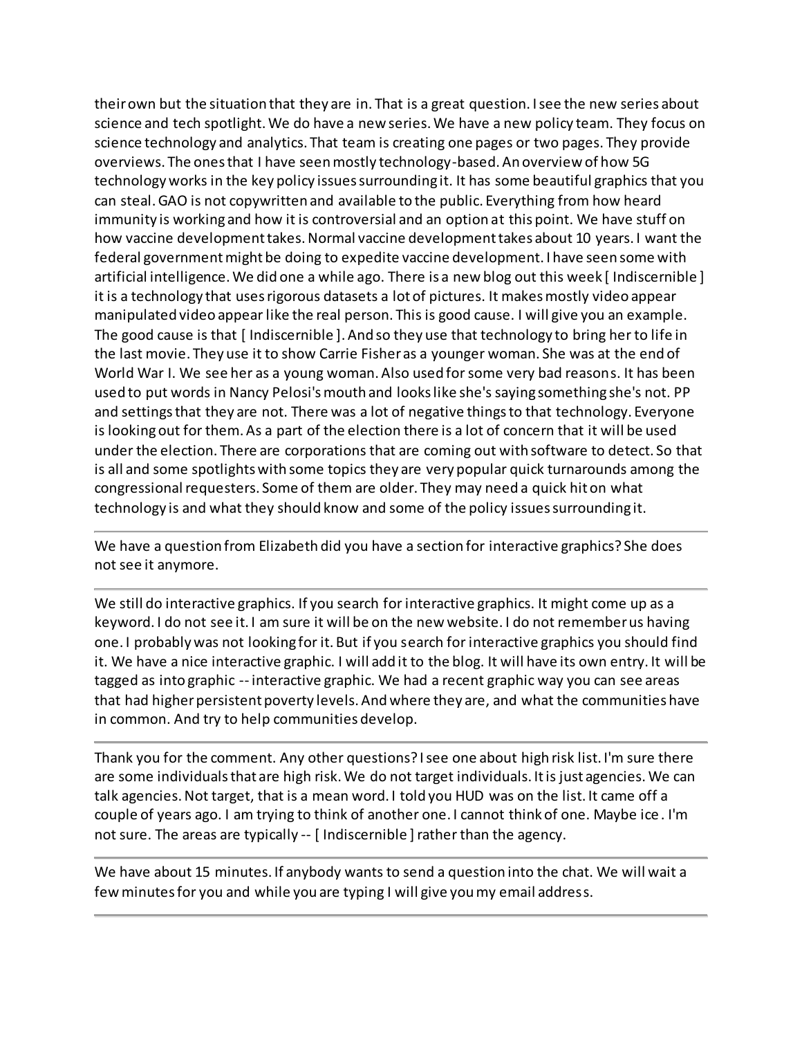their own but the situation that they are in. That is a great question. I see the new series about science and tech spotlight. We do have a new series. We have a new policy team. They focus on science technology and analytics. That team is creating one pages or two pages. They provide overviews. The ones that I have seen mostly technology-based. An overview of how 5G technology works in the key policy issues surrounding it. It has some beautiful graphics that you can steal. GAO is not copywritten and available to the public. Everything from how heard immunity is working and how it is controversial and an option at this point. We have stuff on how vaccine development takes. Normal vaccine development takes about 10 years. I want the federal government might be doing to expedite vaccine development. I have seen some with artificial intelligence. We did one a while ago. There is a new blog out this week [ Indiscernible ] it is a technology that uses rigorous datasets a lot of pictures. It makes mostly video appear manipulated video appear like the real person. This is good cause. I will give you an example. The good cause is that [ Indiscernible ]. And so they use that technology to bring her to life in the last movie. They use it to show Carrie Fisher as a younger woman. She was at the end of World War I. We see her as a young woman. Also used for some very bad reasons. It has been used to put words in Nancy Pelosi's mouth and looks like she's saying something she's not. PP and settings that they are not. There was a lot of negative things to that technology. Everyone is looking out for them. As a part of the election there is a lot of concern that it will be used under the election. There are corporations that are coming out with software to detect. So that is all and some spotlights with some topics they are very popular quick turnarounds among the congressional requesters. Some of them are older. They may need a quick hit on what technology is and what they should know and some of the policy issues surrounding it.

---

We have a question from Elizabeth did you have a section for interactive graphics? She does not see it anymore.

---

We still do interactive graphics. If you search for interactive graphics. It might come up as a keyword. I do not see it. I am sure it will be on the new website. I do not remember us having one. I probably was not looking for it. But if you search for interactive graphics you should find it. We have a nice interactive graphic. I will add it to the blog. It will have its own entry. It will be tagged as into graphic -- interactive graphic. We had a recent graphic way you can see areas that had higher persistent poverty levels. And where they are, and what the communities have in common. And try to help communities develop.

---

Thank you for the comment. Any other questions? I see one about high risk list. I'm sure there are some individuals that are high risk. We do not target individuals. It is just agencies. We can talk agencies. Not target, that is a mean word. I told you HUD was on the list. It came off a couple of years ago. I am trying to think of another one. I cannot think of one. Maybe ice . I'm not sure. The areas are typically -- [ Indiscernible ] rather than the agency.

---

We have about 15 minutes. If anybody wants to send a question into the chat. We will wait a few minutes for you and while you are typing I will give you my email address.

---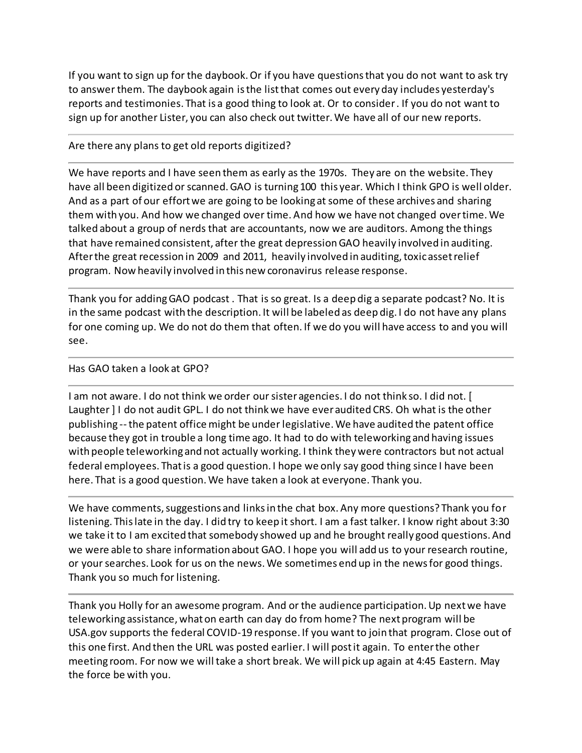If you want to sign up for the daybook. Or if you have questions that you do not want to ask try to answer them. The daybook again is the list that comes out every day includes yesterday's reports and testimonies. That is a good thing to look at. Or to consider. If you do not want to sign up for another Lister, you can also check out twitter. We have all of our new reports.

---

Are there any plans to get old reports digitized?

---

We have reports and I have seen them as early as the 1970s. They are on the website. They have all been digitized or scanned. GAO is turning 100 this year. Which I think GPO is well older. And as a part of our effort we are going to be looking at some of these archives and sharing them with you. And how we changed over time. And how we have not changed over time. We talked about a group of nerds that are accountants, now we are auditors. Among the things that have remained consistent, after the great depression GAO heavily involved in auditing. After the great recession in 2009 and 2011, heavily involved in auditing, toxic asset relief program. Now heavily involved in this new coronavirus release response.

---

Thank you for adding GAO podcast . That is so great. Is a deep dig a separate podcast? No. It is in the same podcast with the description. It will be labeled as deep dig. I do not have any plans for one coming up. We do not do them that often. If we do you will have access to and you will see.

---

Has GAO taken a look at GPO?

---

I am not aware. I do not think we order our sister agencies. I do not think so. I did not. [ Laughter ] I do not audit GPL. I do not think we have ever audited CRS. Oh what is the other publishing -- the patent office might be under legislative. We have audited the patent office because they got in trouble a long time ago. It had to do with teleworking and having issues with people teleworking and not actually working. I think they were contractors but not actual federal employees. That is a good question. I hope we only say good thing since I have been here. That is a good question. We have taken a look at everyone. Thank you.

---

We have comments, suggestions and links in the chat box. Any more questions? Thank you for listening. This late in the day. I did try to keep it short. I am a fast talker. I know right about 3:30 we take it to I am excited that somebody showed up and he brought really good questions. And we were able to share information about GAO. I hope you will add us to your research routine, or your searches. Look for us on the news. We sometimes end up in the news for good things. Thank you so much for listening.

---

Thank you Holly for an awesome program. And or the audience participation. Up next we have teleworking assistance, what on earth can day do from home? The next program will be USA.gov supports the federal COVID-19 response. If you want to join that program. Close out of this one first. And then the URL was posted earlier. I will post it again. To enter the other meeting room. For now we will take a short break. We will pick up again at 4:45 Eastern. May the force be with you.